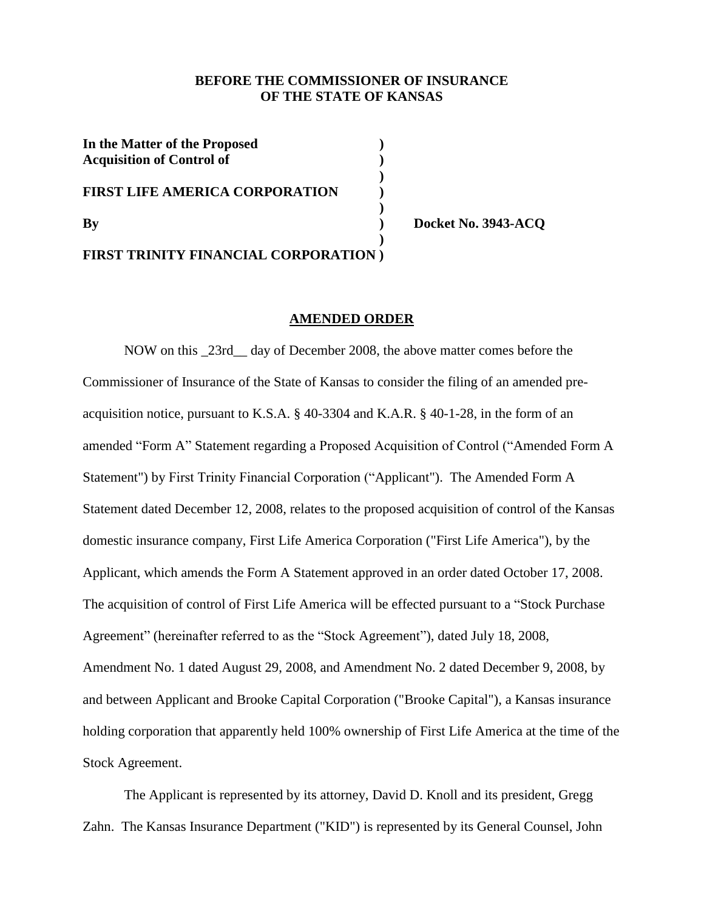**BEFORE THE COMMISSIONER OF INSURANCE**
**OF THE STATE OF KANSAS**

**In the Matter of the Proposed )**
**Acquisition of Control of )**
**)**
**FIRST LIFE AMERICA CORPORATION )**
**)**
**By ) Docket No. 3943-ACQ**
**)**
**FIRST TRINITY FINANCIAL CORPORATION )**

**AMENDED ORDER**

NOW on this _23rd__ day of December 2008, the above matter comes before the Commissioner of Insurance of the State of Kansas to consider the filing of an amended pre-acquisition notice, pursuant to K.S.A. § 40-3304 and K.A.R. § 40-1-28, in the form of an amended "Form A" Statement regarding a Proposed Acquisition of Control ("Amended Form A Statement") by First Trinity Financial Corporation ("Applicant"). The Amended Form A Statement dated December 12, 2008, relates to the proposed acquisition of control of the Kansas domestic insurance company, First Life America Corporation ("First Life America"), by the Applicant, which amends the Form A Statement approved in an order dated October 17, 2008. The acquisition of control of First Life America will be effected pursuant to a "Stock Purchase Agreement" (hereinafter referred to as the "Stock Agreement"), dated July 18, 2008, Amendment No. 1 dated August 29, 2008, and Amendment No. 2 dated December 9, 2008, by and between Applicant and Brooke Capital Corporation ("Brooke Capital"), a Kansas insurance holding corporation that apparently held 100% ownership of First Life America at the time of the Stock Agreement.

The Applicant is represented by its attorney, David D. Knoll and its president, Gregg Zahn. The Kansas Insurance Department ("KID") is represented by its General Counsel, John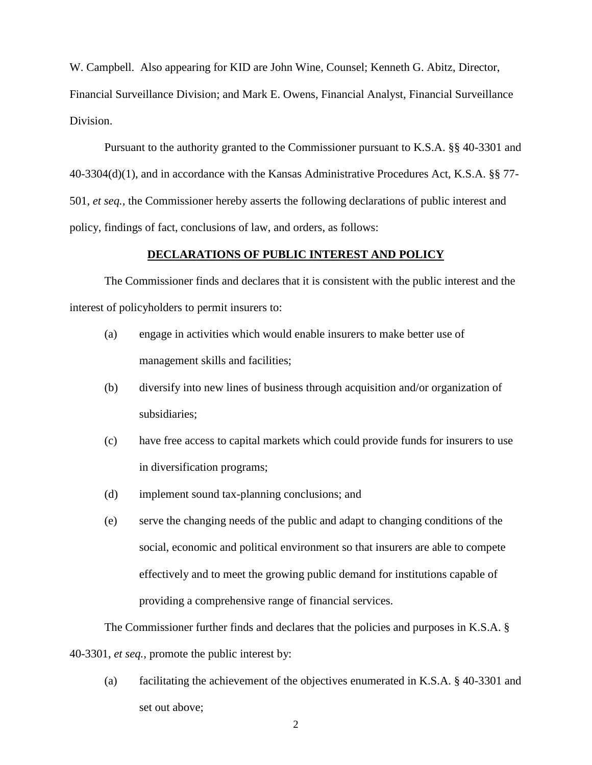W. Campbell. Also appearing for KID are John Wine, Counsel; Kenneth G. Abitz, Director, Financial Surveillance Division; and Mark E. Owens, Financial Analyst, Financial Surveillance Division.

Pursuant to the authority granted to the Commissioner pursuant to K.S.A. §§ 40-3301 and 40-3304(d)(1), and in accordance with the Kansas Administrative Procedures Act, K.S.A. §§ 77-501, *et seq.*, the Commissioner hereby asserts the following declarations of public interest and policy, findings of fact, conclusions of law, and orders, as follows:

## DECLARATIONS OF PUBLIC INTEREST AND POLICY

The Commissioner finds and declares that it is consistent with the public interest and the interest of policyholders to permit insurers to:

(a) engage in activities which would enable insurers to make better use of management skills and facilities;

(b) diversify into new lines of business through acquisition and/or organization of subsidiaries;

(c) have free access to capital markets which could provide funds for insurers to use in diversification programs;

(d) implement sound tax-planning conclusions; and

(e) serve the changing needs of the public and adapt to changing conditions of the social, economic and political environment so that insurers are able to compete effectively and to meet the growing public demand for institutions capable of providing a comprehensive range of financial services.

The Commissioner further finds and declares that the policies and purposes in K.S.A. § 40-3301, *et seq.*, promote the public interest by:

(a) facilitating the achievement of the objectives enumerated in K.S.A. § 40-3301 and set out above;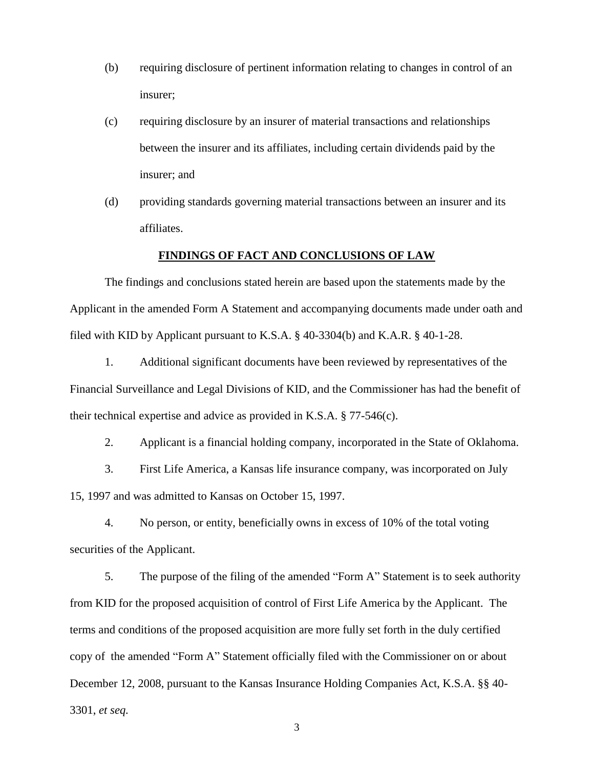(b) requiring disclosure of pertinent information relating to changes in control of an insurer;

(c) requiring disclosure by an insurer of material transactions and relationships between the insurer and its affiliates, including certain dividends paid by the insurer; and

(d) providing standards governing material transactions between an insurer and its affiliates.

**FINDINGS OF FACT AND CONCLUSIONS OF LAW**

The findings and conclusions stated herein are based upon the statements made by the Applicant in the amended Form A Statement and accompanying documents made under oath and filed with KID by Applicant pursuant to K.S.A. § 40-3304(b) and K.A.R. § 40-1-28.

1. Additional significant documents have been reviewed by representatives of the Financial Surveillance and Legal Divisions of KID, and the Commissioner has had the benefit of their technical expertise and advice as provided in K.S.A. § 77-546(c).

2. Applicant is a financial holding company, incorporated in the State of Oklahoma.

3. First Life America, a Kansas life insurance company, was incorporated on July 15, 1997 and was admitted to Kansas on October 15, 1997.

4. No person, or entity, beneficially owns in excess of 10% of the total voting securities of the Applicant.

5. The purpose of the filing of the amended "Form A" Statement is to seek authority from KID for the proposed acquisition of control of First Life America by the Applicant. The terms and conditions of the proposed acquisition are more fully set forth in the duly certified copy of the amended "Form A" Statement officially filed with the Commissioner on or about December 12, 2008, pursuant to the Kansas Insurance Holding Companies Act, K.S.A. §§ 40-3301, *et seq.*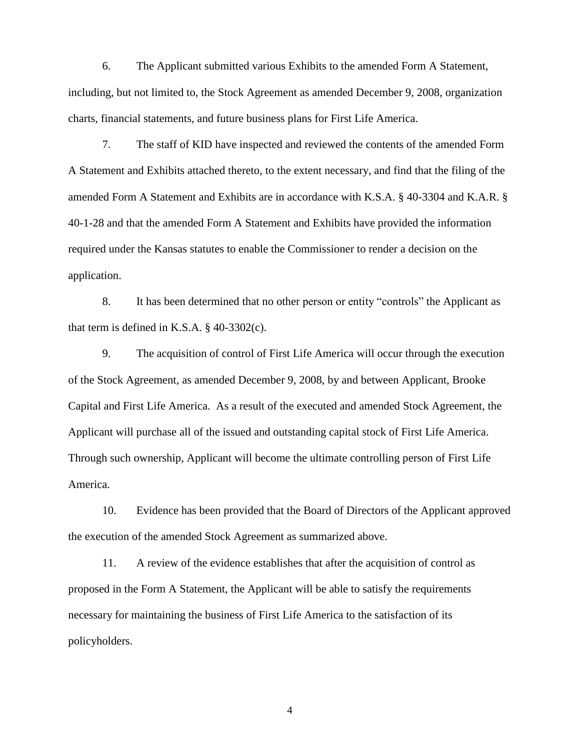6. The Applicant submitted various Exhibits to the amended Form A Statement, including, but not limited to, the Stock Agreement as amended December 9, 2008, organization charts, financial statements, and future business plans for First Life America.

7. The staff of KID have inspected and reviewed the contents of the amended Form A Statement and Exhibits attached thereto, to the extent necessary, and find that the filing of the amended Form A Statement and Exhibits are in accordance with K.S.A. § 40-3304 and K.A.R. § 40-1-28 and that the amended Form A Statement and Exhibits have provided the information required under the Kansas statutes to enable the Commissioner to render a decision on the application.

8. It has been determined that no other person or entity "controls" the Applicant as that term is defined in K.S.A. § 40-3302(c).

9. The acquisition of control of First Life America will occur through the execution of the Stock Agreement, as amended December 9, 2008, by and between Applicant, Brooke Capital and First Life America. As a result of the executed and amended Stock Agreement, the Applicant will purchase all of the issued and outstanding capital stock of First Life America. Through such ownership, Applicant will become the ultimate controlling person of First Life America.

10. Evidence has been provided that the Board of Directors of the Applicant approved the execution of the amended Stock Agreement as summarized above.

11. A review of the evidence establishes that after the acquisition of control as proposed in the Form A Statement, the Applicant will be able to satisfy the requirements necessary for maintaining the business of First Life America to the satisfaction of its policyholders.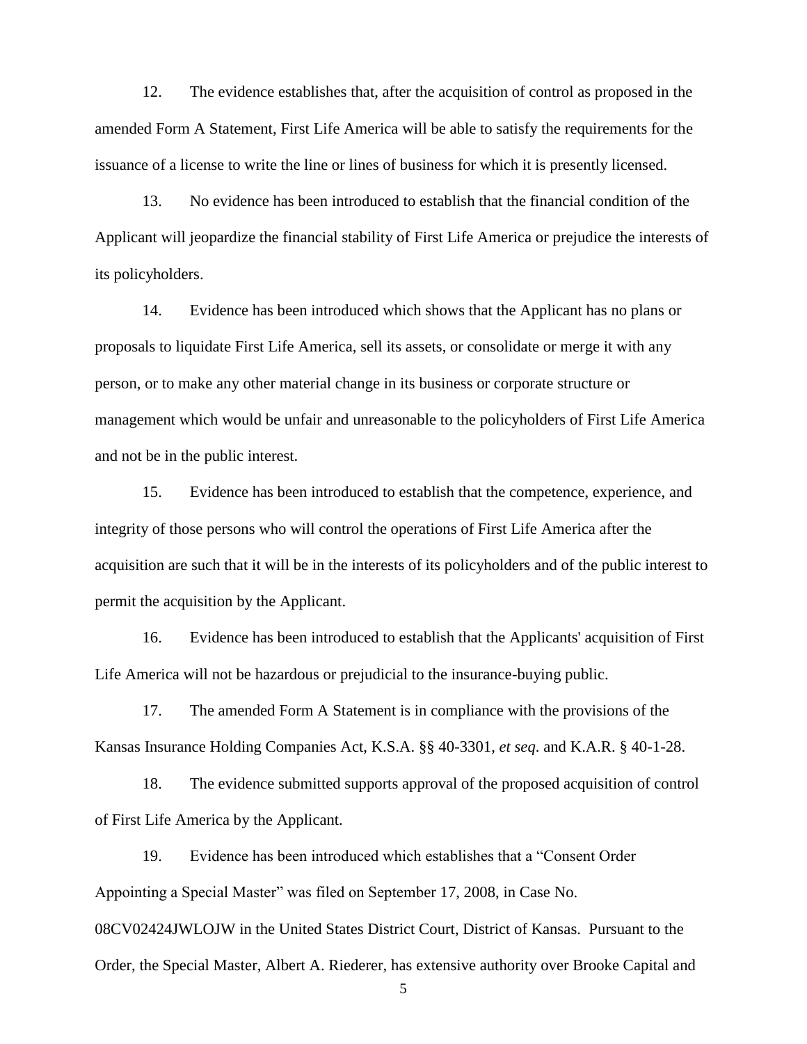12. The evidence establishes that, after the acquisition of control as proposed in the amended Form A Statement, First Life America will be able to satisfy the requirements for the issuance of a license to write the line or lines of business for which it is presently licensed.

13. No evidence has been introduced to establish that the financial condition of the Applicant will jeopardize the financial stability of First Life America or prejudice the interests of its policyholders.

14. Evidence has been introduced which shows that the Applicant has no plans or proposals to liquidate First Life America, sell its assets, or consolidate or merge it with any person, or to make any other material change in its business or corporate structure or management which would be unfair and unreasonable to the policyholders of First Life America and not be in the public interest.

15. Evidence has been introduced to establish that the competence, experience, and integrity of those persons who will control the operations of First Life America after the acquisition are such that it will be in the interests of its policyholders and of the public interest to permit the acquisition by the Applicant.

16. Evidence has been introduced to establish that the Applicants' acquisition of First Life America will not be hazardous or prejudicial to the insurance-buying public.

17. The amended Form A Statement is in compliance with the provisions of the Kansas Insurance Holding Companies Act, K.S.A. §§ 40-3301, *et seq.* and K.A.R. § 40-1-28.

18. The evidence submitted supports approval of the proposed acquisition of control of First Life America by the Applicant.

19. Evidence has been introduced which establishes that a "Consent Order Appointing a Special Master" was filed on September 17, 2008, in Case No. 08CV02424JWLOJW in the United States District Court, District of Kansas. Pursuant to the Order, the Special Master, Albert A. Riederer, has extensive authority over Brooke Capital and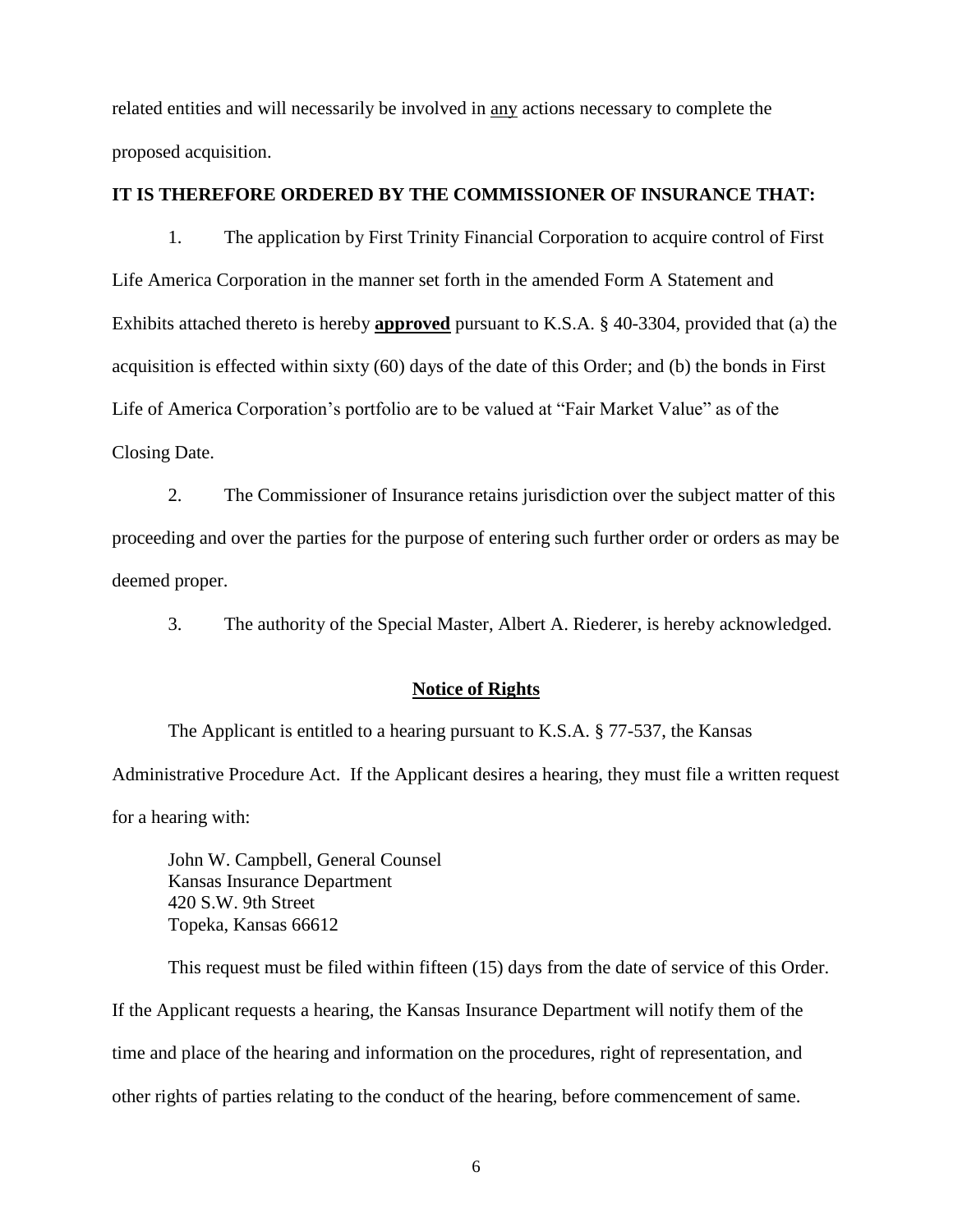related entities and will necessarily be involved in <u>any</u> actions necessary to complete the proposed acquisition.

**IT IS THEREFORE ORDERED BY THE COMMISSIONER OF INSURANCE THAT:**

1. The application by First Trinity Financial Corporation to acquire control of First Life America Corporation in the manner set forth in the amended Form A Statement and Exhibits attached thereto is hereby **<u>approved</u>** pursuant to K.S.A. § 40-3304, provided that (a) the acquisition is effected within sixty (60) days of the date of this Order; and (b) the bonds in First Life of America Corporation's portfolio are to be valued at "Fair Market Value" as of the Closing Date.

2. The Commissioner of Insurance retains jurisdiction over the subject matter of this proceeding and over the parties for the purpose of entering such further order or orders as may be deemed proper.

3. The authority of the Special Master, Albert A. Riederer, is hereby acknowledged.

## **<u>Notice of Rights</u>**

The Applicant is entitled to a hearing pursuant to K.S.A. § 77-537, the Kansas Administrative Procedure Act. If the Applicant desires a hearing, they must file a written request for a hearing with:

John W. Campbell, General Counsel
Kansas Insurance Department
420 S.W. 9th Street
Topeka, Kansas 66612

This request must be filed within fifteen (15) days from the date of service of this Order. If the Applicant requests a hearing, the Kansas Insurance Department will notify them of the time and place of the hearing and information on the procedures, right of representation, and other rights of parties relating to the conduct of the hearing, before commencement of same.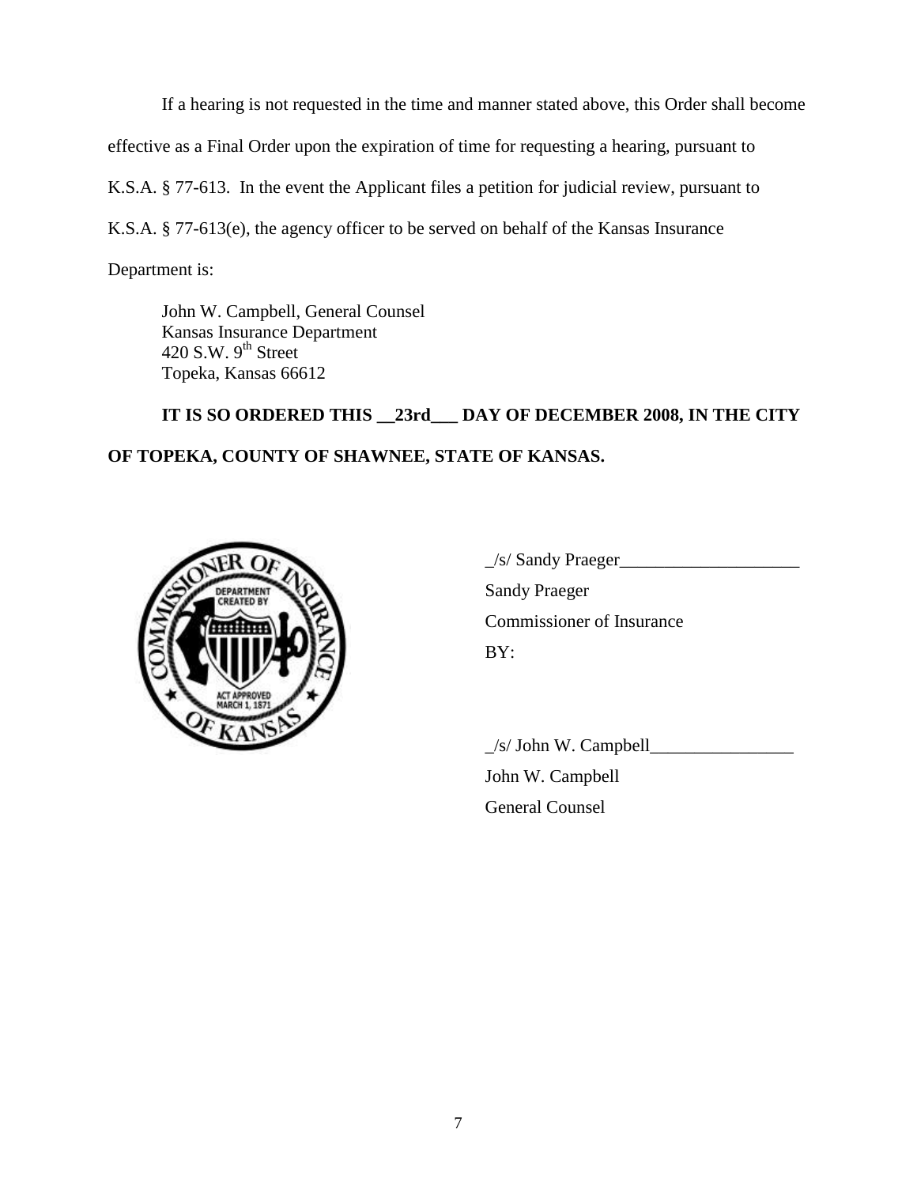If a hearing is not requested in the time and manner stated above, this Order shall become effective as a Final Order upon the expiration of time for requesting a hearing, pursuant to K.S.A. § 77-613. In the event the Applicant files a petition for judicial review, pursuant to K.S.A. § 77-613(e), the agency officer to be served on behalf of the Kansas Insurance Department is:

John W. Campbell, General Counsel  
Kansas Insurance Department  
420 S.W. 9th Street  
Topeka, Kansas 66612

**IT IS SO ORDERED THIS __23rd___ DAY OF DECEMBER 2008, IN THE CITY OF TOPEKA, COUNTY OF SHAWNEE, STATE OF KANSAS.**

_/s/ Sandy Praeger____________________  
Sandy Praeger  
Commissioner of Insurance  
BY:

_/s/ John W. Campbell________________  
John W. Campbell  
General Counsel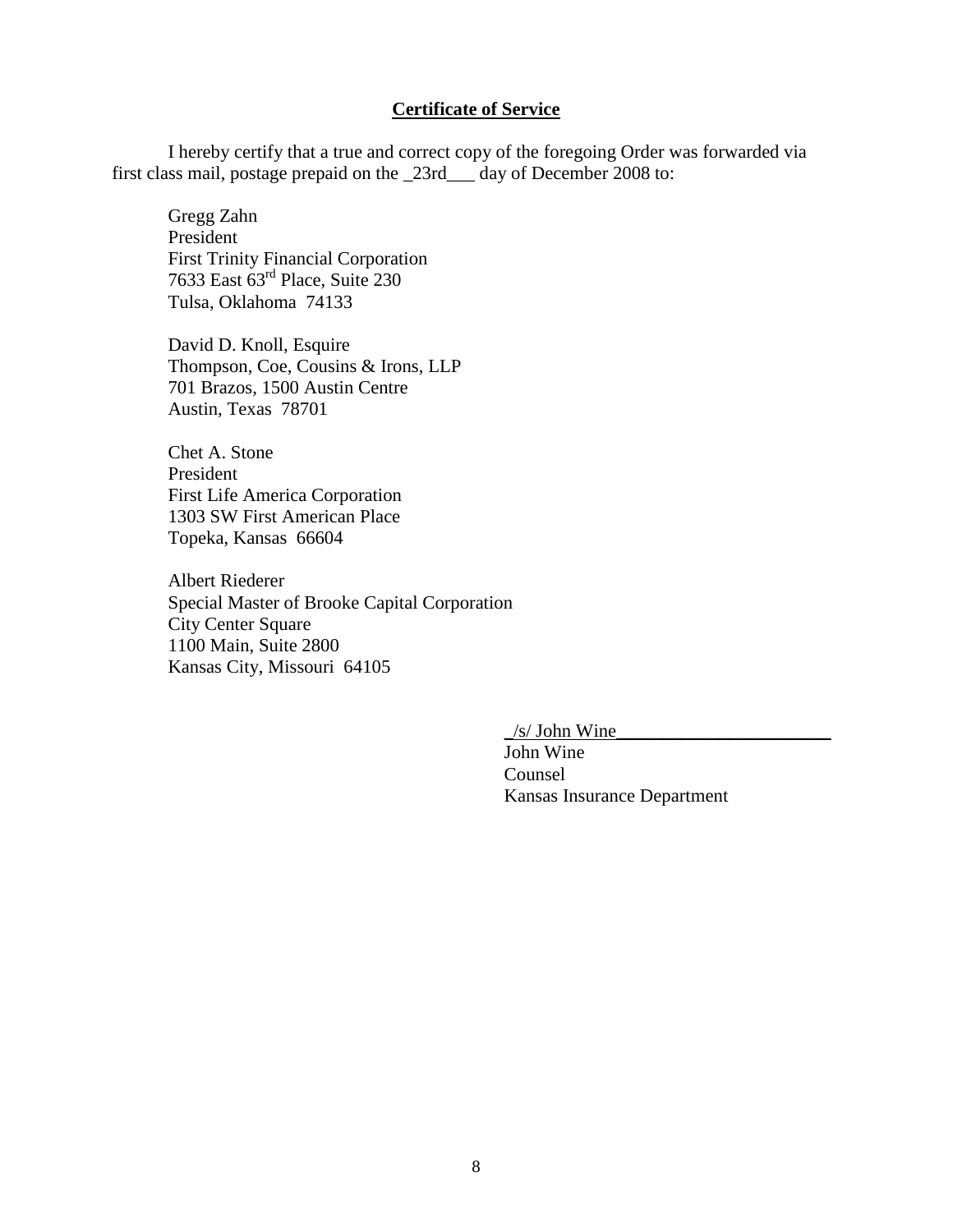## **Certificate of Service**

I hereby certify that a true and correct copy of the foregoing Order was forwarded via first class mail, postage prepaid on the _23rd___ day of December 2008 to:

Gregg Zahn
President
First Trinity Financial Corporation
7633 East 63rd Place, Suite 230
Tulsa, Oklahoma 74133

David D. Knoll, Esquire
Thompson, Coe, Cousins & Irons, LLP
701 Brazos, 1500 Austin Centre
Austin, Texas 78701

Chet A. Stone
President
First Life America Corporation
1303 SW First American Place
Topeka, Kansas 66604

Albert Riederer
Special Master of Brooke Capital Corporation
City Center Square
1100 Main, Suite 2800
Kansas City, Missouri 64105

_/s/ John Wine________________________
John Wine
Counsel
Kansas Insurance Department